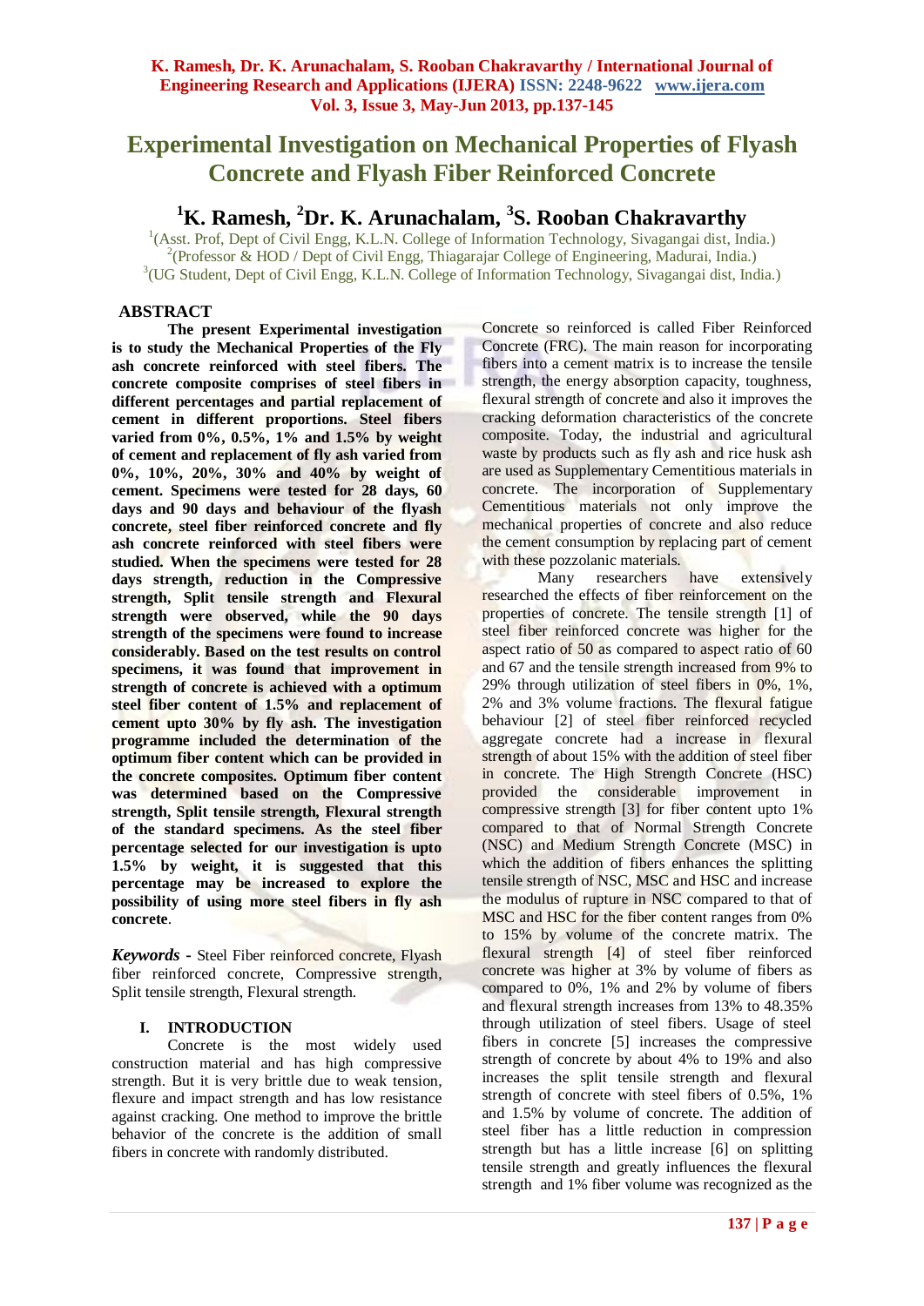# Experimental Investigation on Mechanical Properties of Flyash Concrete and Flyash Fiber Reinforced Concrete

## [1]K. Ramesh, [2]Dr. K. Arunachalam, [3]S. Rooban Chakravarthy

[1](Asst. Prof, Dept of Civil Engg, K.L.N. College of Information Technology, Sivagangai dist, India.)
[2](Professor & HOD / Dept of Civil Engg, Thiagarajar College of Engineering, Madurai, India.)
[3](UG Student, Dept of Civil Engg, K.L.N. College of Information Technology, Sivagangai dist, India.)

## ABSTRACT

**The present Experimental investigation is to study the Mechanical Properties of the Fly ash concrete reinforced with steel fibers. The concrete composite comprises of steel fibers in different percentages and partial replacement of cement in different proportions. Steel fibers varied from 0%, 0.5%, 1% and 1.5% by weight of cement and replacement of fly ash varied from 0%, 10%, 20%, 30% and 40% by weight of cement. Specimens were tested for 28 days, 60 days and 90 days and behaviour of the flyash concrete, steel fiber reinforced concrete and fly ash concrete reinforced with steel fibers were studied. When the specimens were tested for 28 days strength, reduction in the Compressive strength, Split tensile strength and Flexural strength were observed, while the 90 days strength of the specimens were found to increase considerably. Based on the test results on control specimens, it was found that improvement in strength of concrete is achieved with a optimum steel fiber content of 1.5% and replacement of cement upto 30% by fly ash. The investigation programme included the determination of the optimum fiber content which can be provided in the concrete composites. Optimum fiber content was determined based on the Compressive strength, Split tensile strength, Flexural strength of the standard specimens. As the steel fiber percentage selected for our investigation is upto 1.5% by weight, it is suggested that this percentage may be increased to explore the possibility of using more steel fibers in fly ash concrete**.

***Keywords -*** Steel Fiber reinforced concrete, Flyash fiber reinforced concrete, Compressive strength, Split tensile strength, Flexural strength.

## I. INTRODUCTION

Concrete is the most widely used construction material and has high compressive strength. But it is very brittle due to weak tension, flexure and impact strength and has low resistance against cracking. One method to improve the brittle behavior of the concrete is the addition of small fibers in concrete with randomly distributed. Concrete so reinforced is called Fiber Reinforced Concrete (FRC). The main reason for incorporating fibers into a cement matrix is to increase the tensile strength, the energy absorption capacity, toughness, flexural strength of concrete and also it improves the cracking deformation characteristics of the concrete composite. Today, the industrial and agricultural waste by products such as fly ash and rice husk ash are used as Supplementary Cementitious materials in concrete. The incorporation of Supplementary Cementitious materials not only improve the mechanical properties of concrete and also reduce the cement consumption by replacing part of cement with these pozzolanic materials.

Many researchers have extensively researched the effects of fiber reinforcement on the properties of concrete. The tensile strength [1] of steel fiber reinforced concrete was higher for the aspect ratio of 50 as compared to aspect ratio of 60 and 67 and the tensile strength increased from 9% to 29% through utilization of steel fibers in 0%, 1%, 2% and 3% volume fractions. The flexural fatigue behaviour [2] of steel fiber reinforced recycled aggregate concrete had a increase in flexural strength of about 15% with the addition of steel fiber in concrete. The High Strength Concrete (HSC) provided the considerable improvement in compressive strength [3] for fiber content upto 1% compared to that of Normal Strength Concrete (NSC) and Medium Strength Concrete (MSC) in which the addition of fibers enhances the splitting tensile strength of NSC, MSC and HSC and increase the modulus of rupture in NSC compared to that of MSC and HSC for the fiber content ranges from 0% to 15% by volume of the concrete matrix. The flexural strength [4] of steel fiber reinforced concrete was higher at 3% by volume of fibers as compared to 0%, 1% and 2% by volume of fibers and flexural strength increases from 13% to 48.35% through utilization of steel fibers. Usage of steel fibers in concrete [5] increases the compressive strength of concrete by about 4% to 19% and also increases the split tensile strength and flexural strength of concrete with steel fibers of 0.5%, 1% and 1.5% by volume of concrete. The addition of steel fiber has a little reduction in compression strength but has a little increase [6] on splitting tensile strength and greatly influences the flexural strength and 1% fiber volume was recognized as the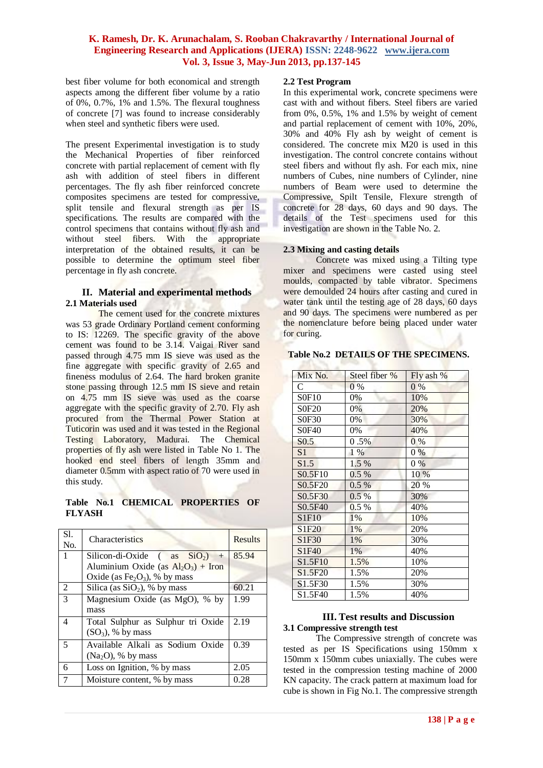best fiber volume for both economical and strength aspects among the different fiber volume by a ratio of 0%, 0.7%, 1% and 1.5%. The flexural toughness of concrete [7] was found to increase considerably when steel and synthetic fibers were used.

The present Experimental investigation is to study the Mechanical Properties of fiber reinforced concrete with partial replacement of cement with fly ash with addition of steel fibers in different percentages. The fly ash fiber reinforced concrete composites specimens are tested for compressive, split tensile and flexural strength as per IS specifications. The results are compared with the control specimens that contains without fly ash and without steel fibers. With the appropriate interpretation of the obtained results, it can be possible to determine the optimum steel fiber percentage in fly ash concrete.

## II. Material and experimental methods

### 2.1 Materials used

The cement used for the concrete mixtures was 53 grade Ordinary Portland cement conforming to IS: 12269. The specific gravity of the above cement was found to be 3.14. Vaigai River sand passed through 4.75 mm IS sieve was used as the fine aggregate with specific gravity of 2.65 and fineness modulus of 2.64. The hard broken granite stone passing through 12.5 mm IS sieve and retain on 4.75 mm IS sieve was used as the coarse aggregate with the specific gravity of 2.70. Fly ash procured from the Thermal Power Station at Tuticorin was used and it was tested in the Regional Testing Laboratory, Madurai. The Chemical properties of fly ash were listed in Table No 1. The hooked end steel fibers of length 35mm and diameter 0.5mm with aspect ratio of 70 were used in this study.

**Table No.1 CHEMICAL PROPERTIES OF FLYASH**

| Sl. No. | Characteristics | Results |
|---|---|---|
| 1 | Silicon-di-Oxide ( as $SiO_2$) + Aluminium Oxide (as $Al_2O_3$) + Iron Oxide (as $Fe_2O_3$), % by mass | 85.94 |
| 2 | Silica (as $SiO_2$), % by mass | 60.21 |
| 3 | Magnesium Oxide (as MgO), % by mass | 1.99 |
| 4 | Total Sulphur as Sulphur tri Oxide ($SO_3$), % by mass | 2.19 |
| 5 | Available Alkali as Sodium Oxide ($Na_2O$), % by mass | 0.39 |
| 6 | Loss on Ignition, % by mass | 2.05 |
| 7 | Moisture content, % by mass | 0.28 |

### 2.2 Test Program

In this experimental work, concrete specimens were cast with and without fibers. Steel fibers are varied from 0%, 0.5%, 1% and 1.5% by weight of cement and partial replacement of cement with 10%, 20%, 30% and 40% Fly ash by weight of cement is considered. The concrete mix M20 is used in this investigation. The control concrete contains without steel fibers and without fly ash. For each mix, nine numbers of Cubes, nine numbers of Cylinder, nine numbers of Beam were used to determine the Compressive, Spilt Tensile, Flexure strength of concrete for 28 days, 60 days and 90 days. The details of the Test specimens used for this investigation are shown in the Table No. 2.

### 2.3 Mixing and casting details

Concrete was mixed using a Tilting type mixer and specimens were casted using steel moulds, compacted by table vibrator. Specimens were demoulded 24 hours after casting and cured in water tank until the testing age of 28 days, 60 days and 90 days. The specimens were numbered as per the nomenclature before being placed under water for curing.

**Table No.2 DETAILS OF THE SPECIMENS.**

| Mix No. | Steel fiber % | Fly ash % |
|---|---|---|
| C | 0 % | 0 % |
| S0F10 | 0% | 10% |
| S0F20 | 0% | 20% |
| S0F30 | 0% | 30% |
| S0F40 | 0% | 40% |
| S0.5 | 0 .5% | 0 % |
| S1 | 1 % | 0 % |
| S1.5 | 1.5 % | 0 % |
| S0.5F10 | 0.5 % | 10 % |
| S0.5F20 | 0.5 % | 20 % |
| S0.5F30 | 0.5 % | 30% |
| S0.5F40 | 0.5 % | 40% |
| S1F10 | 1% | 10% |
| S1F20 | 1% | 20% |
| S1F30 | 1% | 30% |
| S1F40 | 1% | 40% |
| S1.5F10 | 1.5% | 10% |
| S1.5F20 | 1.5% | 20% |
| S1.5F30 | 1.5% | 30% |
| S1.5F40 | 1.5% | 40% |

## III. Test results and Discussion

### 3.1 Compressive strength test

The Compressive strength of concrete was tested as per IS Specifications using 150mm x 150mm x 150mm cubes uniaxially. The cubes were tested in the compression testing machine of 2000 KN capacity. The crack pattern at maximum load for cube is shown in Fig No.1. The compressive strength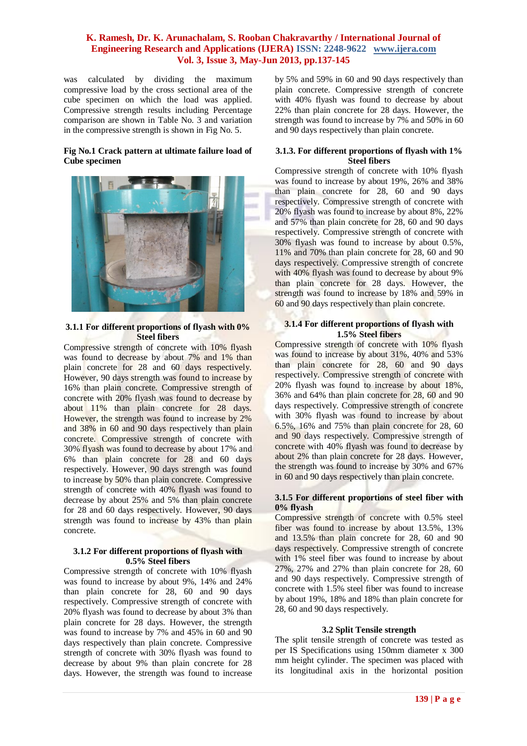was calculated by dividing the maximum compressive load by the cross sectional area of the cube specimen on which the load was applied. Compressive strength results including Percentage comparison are shown in Table No. 3 and variation in the compressive strength is shown in Fig No. 5.

**Fig No.1 Crack pattern at ultimate failure load of Cube specimen**

### 3.1.1 For different proportions of flyash with 0% Steel fibers

Compressive strength of concrete with 10% flyash was found to decrease by about 7% and 1% than plain concrete for 28 and 60 days respectively. However, 90 days strength was found to increase by 16% than plain concrete. Compressive strength of concrete with 20% flyash was found to decrease by about 11% than plain concrete for 28 days. However, the strength was found to increase by 2% and 38% in 60 and 90 days respectively than plain concrete. Compressive strength of concrete with 30% flyash was found to decrease by about 17% and 6% than plain concrete for 28 and 60 days respectively. However, 90 days strength was found to increase by 50% than plain concrete. Compressive strength of concrete with 40% flyash was found to decrease by about 25% and 5% than plain concrete for 28 and 60 days respectively. However, 90 days strength was found to increase by 43% than plain concrete.

### 3.1.2 For different proportions of flyash with 0.5% Steel fibers

Compressive strength of concrete with 10% flyash was found to increase by about 9%, 14% and 24% than plain concrete for 28, 60 and 90 days respectively. Compressive strength of concrete with 20% flyash was found to decrease by about 3% than plain concrete for 28 days. However, the strength was found to increase by 7% and 45% in 60 and 90 days respectively than plain concrete. Compressive strength of concrete with 30% flyash was found to decrease by about 9% than plain concrete for 28 days. However, the strength was found to increase by 5% and 59% in 60 and 90 days respectively than plain concrete. Compressive strength of concrete with 40% flyash was found to decrease by about 22% than plain concrete for 28 days. However, the strength was found to increase by 7% and 50% in 60 and 90 days respectively than plain concrete.

### 3.1.3. For different proportions of flyash with 1% Steel fibers

Compressive strength of concrete with 10% flyash was found to increase by about 19%, 26% and 38% than plain concrete for 28, 60 and 90 days respectively. Compressive strength of concrete with 20% flyash was found to increase by about 8%, 22% and 57% than plain concrete for 28, 60 and 90 days respectively. Compressive strength of concrete with 30% flyash was found to increase by about 0.5%, 11% and 70% than plain concrete for 28, 60 and 90 days respectively. Compressive strength of concrete with 40% flyash was found to decrease by about 9% than plain concrete for 28 days. However, the strength was found to increase by 18% and 59% in 60 and 90 days respectively than plain concrete.

### 3.1.4 For different proportions of flyash with 1.5% Steel fibers

Compressive strength of concrete with 10% flyash was found to increase by about 31%, 40% and 53% than plain concrete for 28, 60 and 90 days respectively. Compressive strength of concrete with 20% flyash was found to increase by about 18%, 36% and 64% than plain concrete for 28, 60 and 90 days respectively. Compressive strength of concrete with 30% flyash was found to increase by about 6.5%, 16% and 75% than plain concrete for 28, 60 and 90 days respectively. Compressive strength of concrete with 40% flyash was found to decrease by about 2% than plain concrete for 28 days. However, the strength was found to increase by 30% and 67% in 60 and 90 days respectively than plain concrete.

### 3.1.5 For different proportions of steel fiber with 0% flyash

Compressive strength of concrete with 0.5% steel fiber was found to increase by about 13.5%, 13% and 13.5% than plain concrete for 28, 60 and 90 days respectively. Compressive strength of concrete with 1% steel fiber was found to increase by about 27%, 27% and 27% than plain concrete for 28, 60 and 90 days respectively. Compressive strength of concrete with 1.5% steel fiber was found to increase by about 19%, 18% and 18% than plain concrete for 28, 60 and 90 days respectively.

## 3.2 Split Tensile strength

The split tensile strength of concrete was tested as per IS Specifications using 150mm diameter x 300 mm height cylinder. The specimen was placed with its longitudinal axis in the horizontal position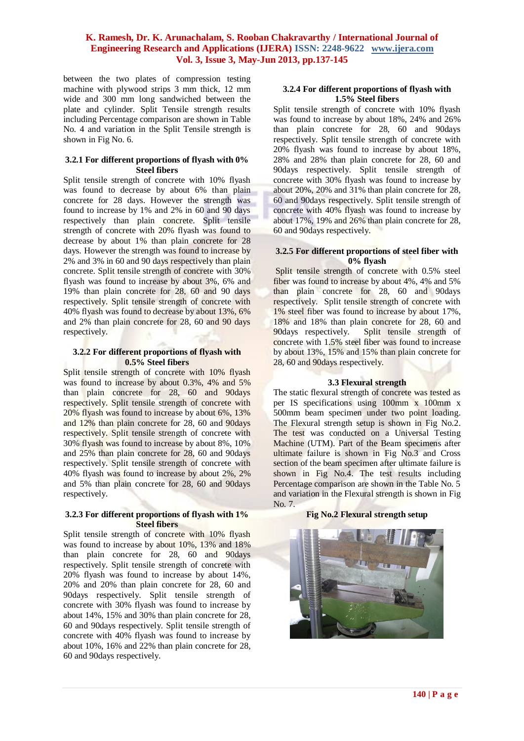between the two plates of compression testing machine with plywood strips 3 mm thick, 12 mm wide and 300 mm long sandwiched between the plate and cylinder. Split Tensile strength results including Percentage comparison are shown in Table No. 4 and variation in the Split Tensile strength is shown in Fig No. 6.

#### 3.2.1 For different proportions of flyash with 0% Steel fibers

Split tensile strength of concrete with 10% flyash was found to decrease by about 6% than plain concrete for 28 days. However the strength was found to increase by 1% and 2% in 60 and 90 days respectively than plain concrete. Split tensile strength of concrete with 20% flyash was found to decrease by about 1% than plain concrete for 28 days. However the strength was found to increase by 2% and 3% in 60 and 90 days respectively than plain concrete. Split tensile strength of concrete with 30% flyash was found to increase by about 3%, 6% and 19% than plain concrete for 28, 60 and 90 days respectively. Split tensile strength of concrete with 40% flyash was found to decrease by about 13%, 6% and 2% than plain concrete for 28, 60 and 90 days respectively.

#### 3.2.2 For different proportions of flyash with 0.5% Steel fibers

Split tensile strength of concrete with 10% flyash was found to increase by about 0.3%, 4% and 5% than plain concrete for 28, 60 and 90days respectively. Split tensile strength of concrete with 20% flyash was found to increase by about 6%, 13% and 12% than plain concrete for 28, 60 and 90days respectively. Split tensile strength of concrete with 30% flyash was found to increase by about 8%, 10% and 25% than plain concrete for 28, 60 and 90days respectively. Split tensile strength of concrete with 40% flyash was found to increase by about 2%, 2% and 5% than plain concrete for 28, 60 and 90days respectively.

#### 3.2.3 For different proportions of flyash with 1% Steel fibers

Split tensile strength of concrete with 10% flyash was found to increase by about 10%, 13% and 18% than plain concrete for 28, 60 and 90days respectively. Split tensile strength of concrete with 20% flyash was found to increase by about 14%, 20% and 20% than plain concrete for 28, 60 and 90days respectively. Split tensile strength of concrete with 30% flyash was found to increase by about 14%, 15% and 30% than plain concrete for 28, 60 and 90days respectively. Split tensile strength of concrete with 40% flyash was found to increase by about 10%, 16% and 22% than plain concrete for 28, 60 and 90days respectively.

#### 3.2.4 For different proportions of flyash with 1.5% Steel fibers

Split tensile strength of concrete with 10% flyash was found to increase by about 18%, 24% and 26% than plain concrete for 28, 60 and 90days respectively. Split tensile strength of concrete with 20% flyash was found to increase by about 18%, 28% and 28% than plain concrete for 28, 60 and 90days respectively. Split tensile strength of concrete with 30% flyash was found to increase by about 20%, 20% and 31% than plain concrete for 28, 60 and 90days respectively. Split tensile strength of concrete with 40% flyash was found to increase by about 17%, 19% and 26% than plain concrete for 28, 60 and 90days respectively.

#### 3.2.5 For different proportions of steel fiber with 0% flyash

Split tensile strength of concrete with 0.5% steel fiber was found to increase by about 4%, 4% and 5% than plain concrete for 28, 60 and 90days respectively. Split tensile strength of concrete with 1% steel fiber was found to increase by about 17%, 18% and 18% than plain concrete for 28, 60 and 90days respectively. Split tensile strength of concrete with 1.5% steel fiber was found to increase by about 13%, 15% and 15% than plain concrete for 28, 60 and 90days respectively.

### 3.3 Flexural strength

The static flexural strength of concrete was tested as per IS specifications using 100mm x 100mm x 500mm beam specimen under two point loading. The Flexural strength setup is shown in Fig No.2. The test was conducted on a Universal Testing Machine (UTM). Part of the Beam specimens after ultimate failure is shown in Fig No.3 and Cross section of the beam specimen after ultimate failure is shown in Fig No.4. The test results including Percentage comparison are shown in the Table No. 5 and variation in the Flexural strength is shown in Fig No. 7.

**Fig No.2 Flexural strength setup**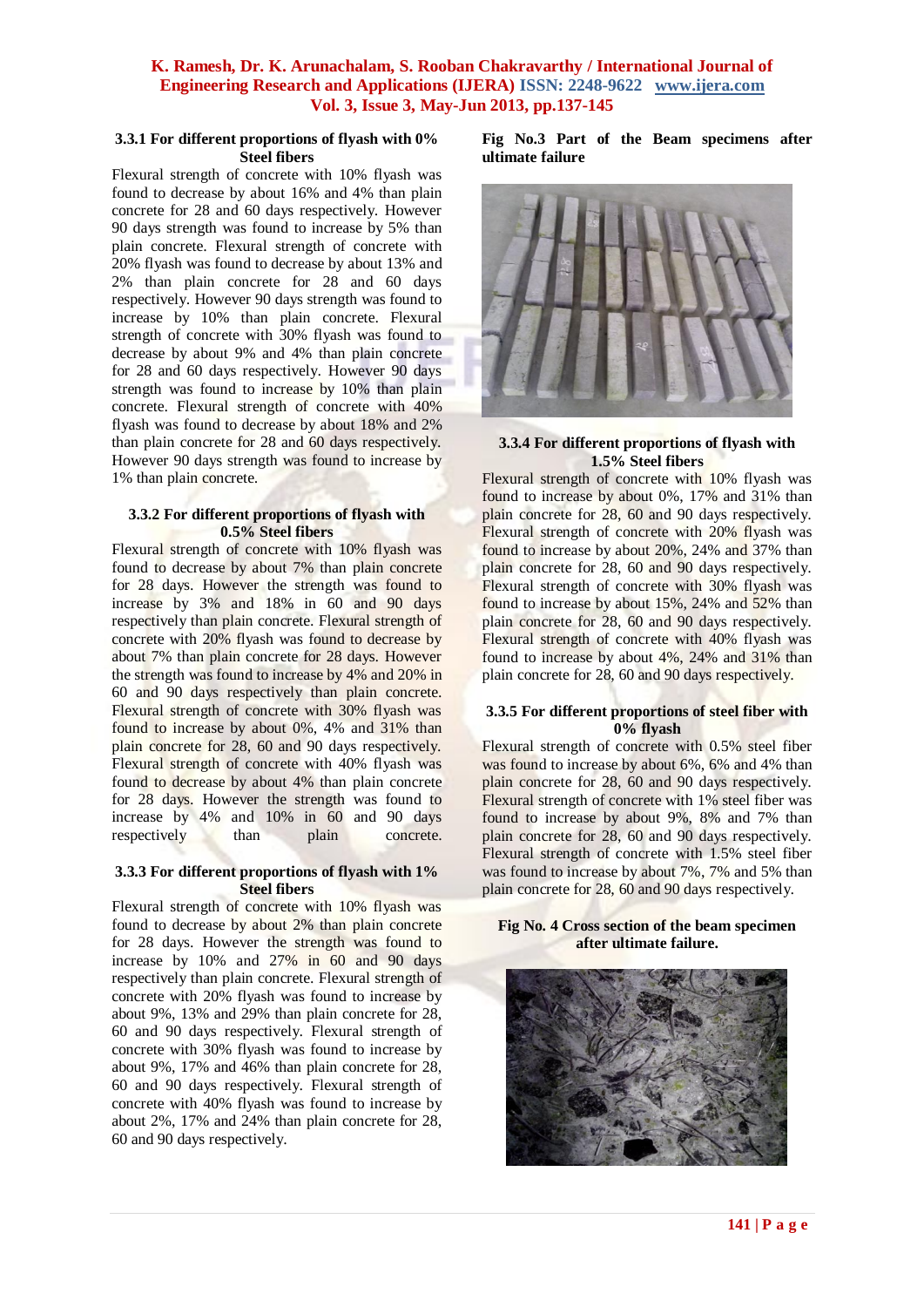### 3.3.1 For different proportions of flyash with 0% Steel fibers

Flexural strength of concrete with 10% flyash was found to decrease by about 16% and 4% than plain concrete for 28 and 60 days respectively. However 90 days strength was found to increase by 5% than plain concrete. Flexural strength of concrete with 20% flyash was found to decrease by about 13% and 2% than plain concrete for 28 and 60 days respectively. However 90 days strength was found to increase by 10% than plain concrete. Flexural strength of concrete with 30% flyash was found to decrease by about 9% and 4% than plain concrete for 28 and 60 days respectively. However 90 days strength was found to increase by 10% than plain concrete. Flexural strength of concrete with 40% flyash was found to decrease by about 18% and 2% than plain concrete for 28 and 60 days respectively. However 90 days strength was found to increase by 1% than plain concrete.

### 3.3.2 For different proportions of flyash with 0.5% Steel fibers

Flexural strength of concrete with 10% flyash was found to decrease by about 7% than plain concrete for 28 days. However the strength was found to increase by 3% and 18% in 60 and 90 days respectively than plain concrete. Flexural strength of concrete with 20% flyash was found to decrease by about 7% than plain concrete for 28 days. However the strength was found to increase by 4% and 20% in 60 and 90 days respectively than plain concrete. Flexural strength of concrete with 30% flyash was found to increase by about 0%, 4% and 31% than plain concrete for 28, 60 and 90 days respectively. Flexural strength of concrete with 40% flyash was found to decrease by about 4% than plain concrete for 28 days. However the strength was found to increase by 4% and 10% in 60 and 90 days respectively than plain concrete.

### 3.3.3 For different proportions of flyash with 1% Steel fibers

Flexural strength of concrete with 10% flyash was found to decrease by about 2% than plain concrete for 28 days. However the strength was found to increase by 10% and 27% in 60 and 90 days respectively than plain concrete. Flexural strength of concrete with 20% flyash was found to increase by about 9%, 13% and 29% than plain concrete for 28, 60 and 90 days respectively. Flexural strength of concrete with 30% flyash was found to increase by about 9%, 17% and 46% than plain concrete for 28, 60 and 90 days respectively. Flexural strength of concrete with 40% flyash was found to increase by about 2%, 17% and 24% than plain concrete for 28, 60 and 90 days respectively.

**Fig No.3 Part of the Beam specimens after ultimate failure**

### 3.3.4 For different proportions of flyash with 1.5% Steel fibers

Flexural strength of concrete with 10% flyash was found to increase by about 0%, 17% and 31% than plain concrete for 28, 60 and 90 days respectively. Flexural strength of concrete with 20% flyash was found to increase by about 20%, 24% and 37% than plain concrete for 28, 60 and 90 days respectively. Flexural strength of concrete with 30% flyash was found to increase by about 15%, 24% and 52% than plain concrete for 28, 60 and 90 days respectively. Flexural strength of concrete with 40% flyash was found to increase by about 4%, 24% and 31% than plain concrete for 28, 60 and 90 days respectively.

### 3.3.5 For different proportions of steel fiber with 0% flyash

Flexural strength of concrete with 0.5% steel fiber was found to increase by about 6%, 6% and 4% than plain concrete for 28, 60 and 90 days respectively. Flexural strength of concrete with 1% steel fiber was found to increase by about 9%, 8% and 7% than plain concrete for 28, 60 and 90 days respectively. Flexural strength of concrete with 1.5% steel fiber was found to increase by about 7%, 7% and 5% than plain concrete for 28, 60 and 90 days respectively.

**Fig No. 4 Cross section of the beam specimen after ultimate failure.**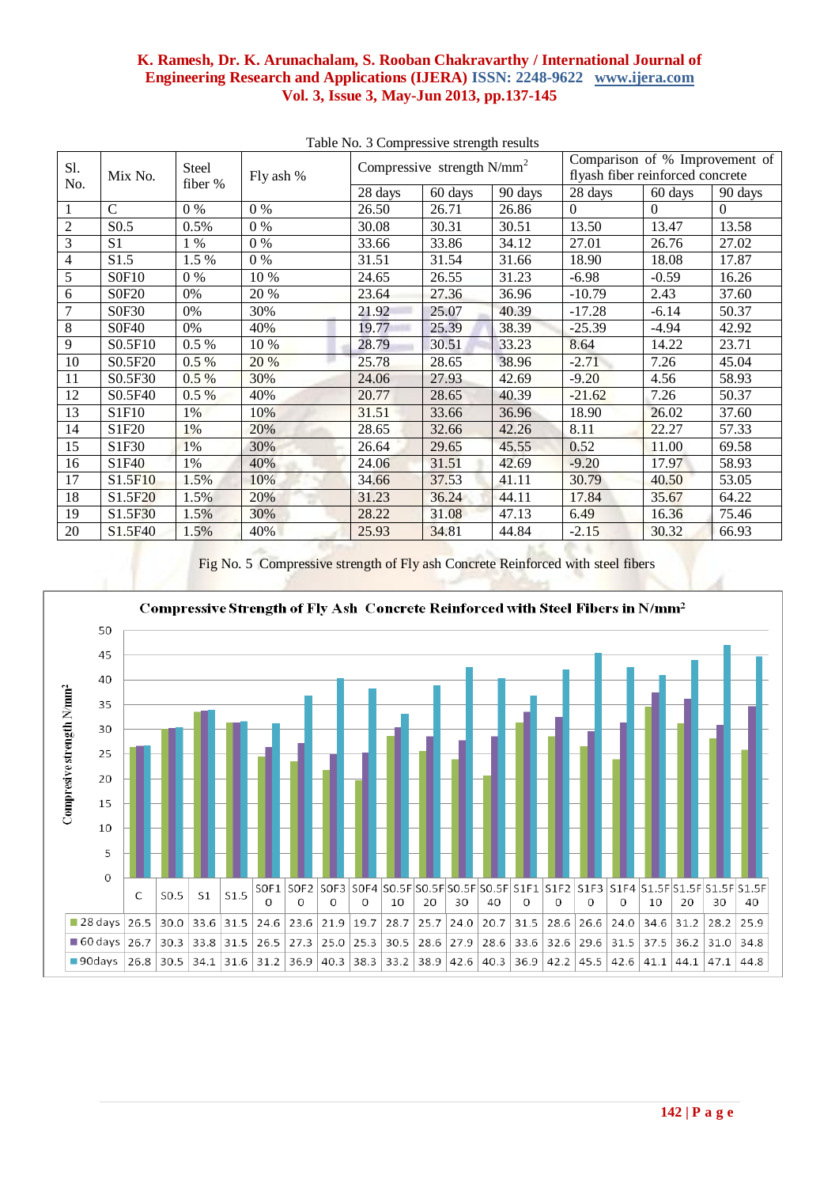Table No. 3 Compressive strength results

| Sl. No. | Mix No. | Steel fiber % | Fly ash % | Compressive strength N/mm$^2$ | | | Comparison of % Improvement of flyash fiber reinforced concrete | | |
|---|---|---|---|---|---|---|---|---|---|
| | | | | 28 days | 60 days | 90 days | 28 days | 60 days | 90 days |
| 1 | C | 0 % | 0 % | 26.50 | 26.71 | 26.86 | 0 | 0 | 0 |
| 2 | S0.5 | 0.5% | 0 % | 30.08 | 30.31 | 30.51 | 13.50 | 13.47 | 13.58 |
| 3 | S1 | 1 % | 0 % | 33.66 | 33.86 | 34.12 | 27.01 | 26.76 | 27.02 |
| 4 | S1.5 | 1.5 % | 0 % | 31.51 | 31.54 | 31.66 | 18.90 | 18.08 | 17.87 |
| 5 | S0F10 | 0 % | 10 % | 24.65 | 26.55 | 31.23 | -6.98 | -0.59 | 16.26 |
| 6 | S0F20 | 0% | 20 % | 23.64 | 27.36 | 36.96 | -10.79 | 2.43 | 37.60 |
| 7 | S0F30 | 0% | 30% | 21.92 | 25.07 | 40.39 | -17.28 | -6.14 | 50.37 |
| 8 | S0F40 | 0% | 40% | 19.77 | 25.39 | 38.39 | -25.39 | -4.94 | 42.92 |
| 9 | S0.5F10 | 0.5 % | 10 % | 28.79 | 30.51 | 33.23 | 8.64 | 14.22 | 23.71 |
| 10 | S0.5F20 | 0.5 % | 20 % | 25.78 | 28.65 | 38.96 | -2.71 | 7.26 | 45.04 |
| 11 | S0.5F30 | 0.5 % | 30% | 24.06 | 27.93 | 42.69 | -9.20 | 4.56 | 58.93 |
| 12 | S0.5F40 | 0.5 % | 40% | 20.77 | 28.65 | 40.39 | -21.62 | 7.26 | 50.37 |
| 13 | S1F10 | 1% | 10% | 31.51 | 33.66 | 36.96 | 18.90 | 26.02 | 37.60 |
| 14 | S1F20 | 1% | 20% | 28.65 | 32.66 | 42.26 | 8.11 | 22.27 | 57.33 |
| 15 | S1F30 | 1% | 30% | 26.64 | 29.65 | 45.55 | 0.52 | 11.00 | 69.58 |
| 16 | S1F40 | 1% | 40% | 24.06 | 31.51 | 42.69 | -9.20 | 17.97 | 58.93 |
| 17 | S1.5F10 | 1.5% | 10% | 34.66 | 37.53 | 41.11 | 30.79 | 40.50 | 53.05 |
| 18 | S1.5F20 | 1.5% | 20% | 31.23 | 36.24 | 44.11 | 17.84 | 35.67 | 64.22 |
| 19 | S1.5F30 | 1.5% | 30% | 28.22 | 31.08 | 47.13 | 6.49 | 16.36 | 75.46 |
| 20 | S1.5F40 | 1.5% | 40% | 25.93 | 34.81 | 44.84 | -2.15 | 30.32 | 66.93 |

Fig No. 5 Compressive strength of Fly ash Concrete Reinforced with steel fibers

**Compressive Strength of Fly Ash Concrete Reinforced with Steel Fibers in N/mm$^2$**

| | C | S0.5 | S1 | S1.5 | S0F10 | S0F20 | S0F30 | S0F40 | S0.5F10 | S0.5F20 | S0.5F30 | S0.5F40 | S1F10 | S1F20 | S1F30 | S1F40 | S1.5F10 | S1.5F20 | S1.5F30 | S1.5F40 |
|---|---|---|---|---|---|---|---|---|---|---|---|---|---|---|---|---|---|---|---|---|
| 28 days | 26.5 | 30.0 | 33.6 | 31.5 | 24.6 | 23.6 | 21.9 | 19.7 | 28.7 | 25.7 | 24.0 | 20.7 | 31.5 | 28.6 | 26.6 | 24.0 | 34.6 | 31.2 | 28.2 | 25.9 |
| 60 days | 26.7 | 30.3 | 33.8 | 31.5 | 26.5 | 27.3 | 25.0 | 25.3 | 30.5 | 28.6 | 27.9 | 28.6 | 33.6 | 32.6 | 29.6 | 31.5 | 37.5 | 36.2 | 31.0 | 34.8 |
| 90days | 26.8 | 30.5 | 34.1 | 31.6 | 31.2 | 36.9 | 40.3 | 38.3 | 33.2 | 38.9 | 42.6 | 40.3 | 36.9 | 42.2 | 45.5 | 42.6 | 41.1 | 44.1 | 47.1 | 44.8 |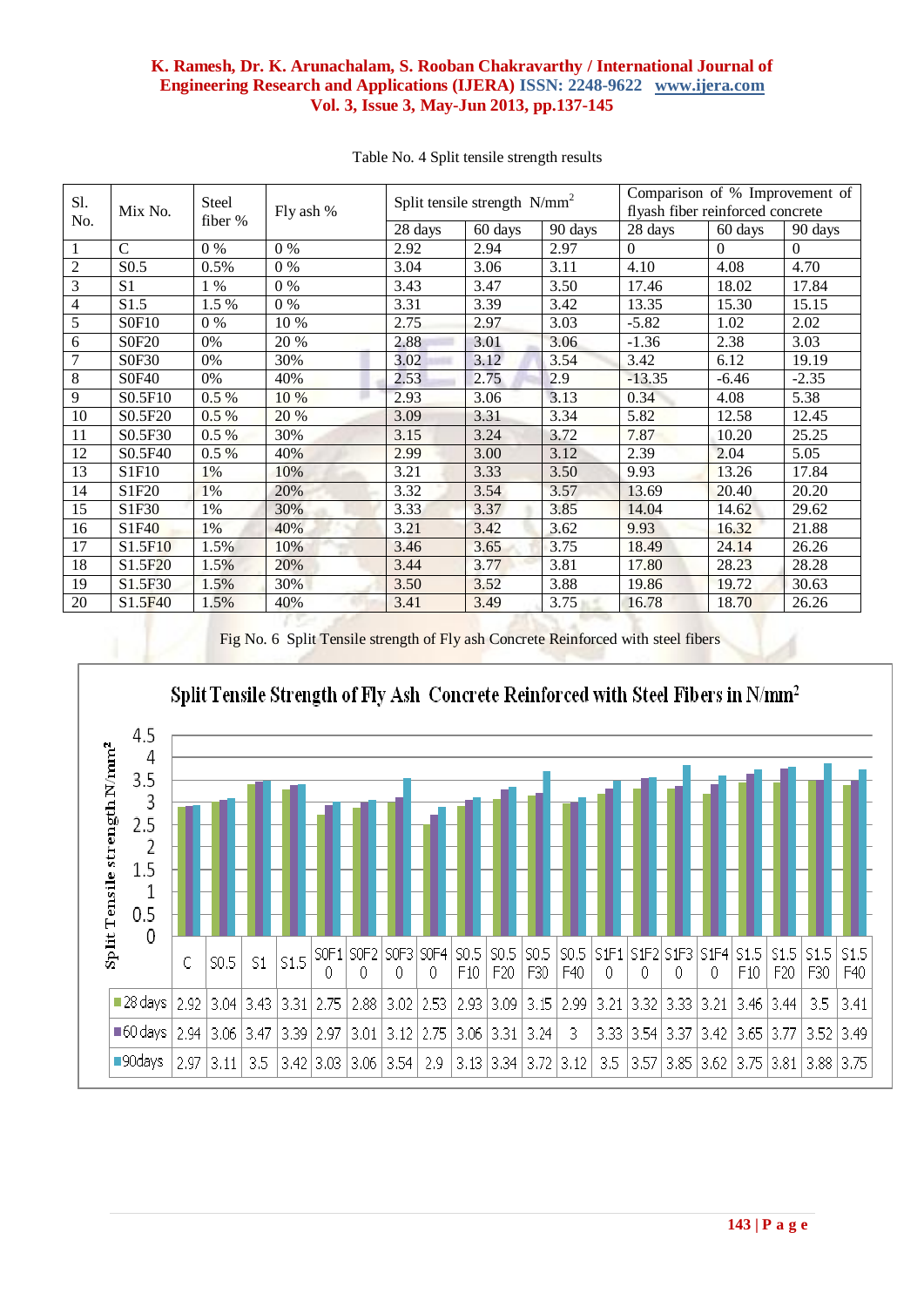Table No. 4 Split tensile strength results

| Sl. No. | Mix No. | Steel fiber % | Fly ash % | Split tensile strength N/mm$^2$ | | | Comparison of % Improvement of flyash fiber reinforced concrete | | |
|---|---|---|---|---|---|---|---|---|---|
| | | | | 28 days | 60 days | 90 days | 28 days | 60 days | 90 days |
| 1 | C | 0 % | 0 % | 2.92 | 2.94 | 2.97 | 0 | 0 | 0 |
| 2 | S0.5 | 0.5% | 0 % | 3.04 | 3.06 | 3.11 | 4.10 | 4.08 | 4.70 |
| 3 | S1 | 1 % | 0 % | 3.43 | 3.47 | 3.50 | 17.46 | 18.02 | 17.84 |
| 4 | S1.5 | 1.5 % | 0 % | 3.31 | 3.39 | 3.42 | 13.35 | 15.30 | 15.15 |
| 5 | S0F10 | 0 % | 10 % | 2.75 | 2.97 | 3.03 | -5.82 | 1.02 | 2.02 |
| 6 | S0F20 | 0% | 20 % | 2.88 | 3.01 | 3.06 | -1.36 | 2.38 | 3.03 |
| 7 | S0F30 | 0% | 30% | 3.02 | 3.12 | 3.54 | 3.42 | 6.12 | 19.19 |
| 8 | S0F40 | 0% | 40% | 2.53 | 2.75 | 2.9 | -13.35 | -6.46 | -2.35 |
| 9 | S0.5F10 | 0.5 % | 10 % | 2.93 | 3.06 | 3.13 | 0.34 | 4.08 | 5.38 |
| 10 | S0.5F20 | 0.5 % | 20 % | 3.09 | 3.31 | 3.34 | 5.82 | 12.58 | 12.45 |
| 11 | S0.5F30 | 0.5 % | 30% | 3.15 | 3.24 | 3.72 | 7.87 | 10.20 | 25.25 |
| 12 | S0.5F40 | 0.5 % | 40% | 2.99 | 3.00 | 3.12 | 2.39 | 2.04 | 5.05 |
| 13 | S1F10 | 1% | 10% | 3.21 | 3.33 | 3.50 | 9.93 | 13.26 | 17.84 |
| 14 | S1F20 | 1% | 20% | 3.32 | 3.54 | 3.57 | 13.69 | 20.40 | 20.20 |
| 15 | S1F30 | 1% | 30% | 3.33 | 3.37 | 3.85 | 14.04 | 14.62 | 29.62 |
| 16 | S1F40 | 1% | 40% | 3.21 | 3.42 | 3.62 | 9.93 | 16.32 | 21.88 |
| 17 | S1.5F10 | 1.5% | 10% | 3.46 | 3.65 | 3.75 | 18.49 | 24.14 | 26.26 |
| 18 | S1.5F20 | 1.5% | 20% | 3.44 | 3.77 | 3.81 | 17.80 | 28.23 | 28.28 |
| 19 | S1.5F30 | 1.5% | 30% | 3.50 | 3.52 | 3.88 | 19.86 | 19.72 | 30.63 |
| 20 | S1.5F40 | 1.5% | 40% | 3.41 | 3.49 | 3.75 | 16.78 | 18.70 | 26.26 |

Fig No. 6 Split Tensile strength of Fly ash Concrete Reinforced with steel fibers

Split Tensile Strength of Fly Ash Concrete Reinforced with Steel Fibers in N/mm$^2$

| | C | S0.5 | S1 | S1.5 | S0F10 | S0F20 | S0F30 | S0F40 | S0.5F10 | S0.5F20 | S0.5F30 | S0.5F40 | S1F10 | S1F20 | S1F30 | S1F40 | S1.5F10 | S1.5F20 | S1.5F30 | S1.5F40 |
|---|---|---|---|---|---|---|---|---|---|---|---|---|---|---|---|---|---|---|---|---|
| 28 days | 2.92 | 3.04 | 3.43 | 3.31 | 2.75 | 2.88 | 3.02 | 2.53 | 2.93 | 3.09 | 3.15 | 2.99 | 3.21 | 3.32 | 3.33 | 3.21 | 3.46 | 3.44 | 3.5 | 3.41 |
| 60 days | 2.94 | 3.06 | 3.47 | 3.39 | 2.97 | 3.01 | 3.12 | 2.75 | 3.06 | 3.31 | 3.24 | 3 | 3.33 | 3.54 | 3.37 | 3.42 | 3.65 | 3.77 | 3.52 | 3.49 |
| 90days | 2.97 | 3.11 | 3.5 | 3.42 | 3.03 | 3.06 | 3.54 | 2.9 | 3.13 | 3.34 | 3.72 | 3.12 | 3.5 | 3.57 | 3.85 | 3.62 | 3.75 | 3.81 | 3.88 | 3.75 |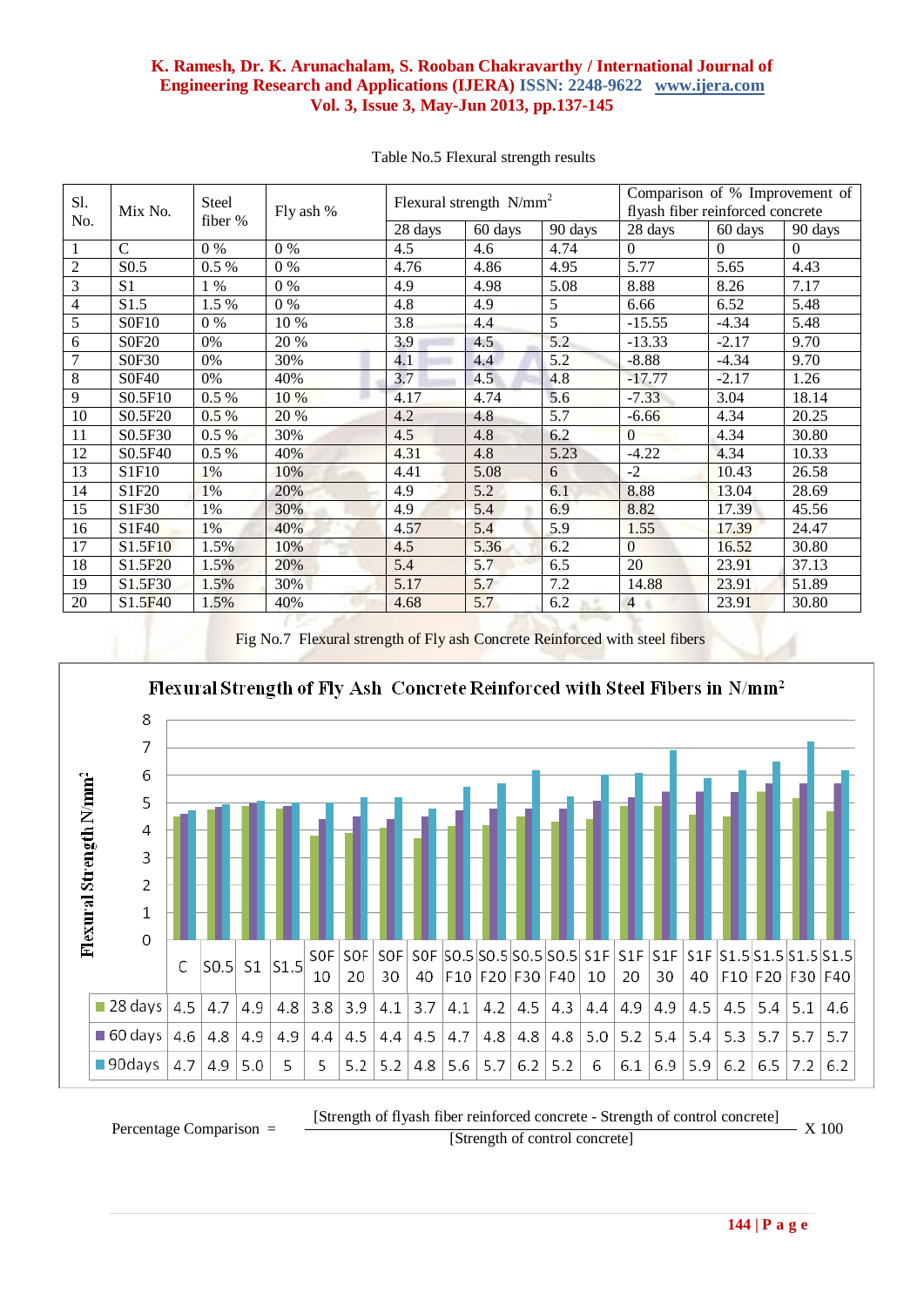Table No.5 Flexural strength results

| Sl. No. | Mix No. | Steel fiber % | Fly ash % | Flexural strength $N/mm^2$ | | | Comparison of % Improvement of flyash fiber reinforced concrete | | |
|---|---|---|---|---|---|---|---|---|---|
| | | | | 28 days | 60 days | 90 days | 28 days | 60 days | 90 days |
| 1 | C | 0 % | 0 % | 4.5 | 4.6 | 4.74 | 0 | 0 | 0 |
| 2 | S0.5 | 0.5 % | 0 % | 4.76 | 4.86 | 4.95 | 5.77 | 5.65 | 4.43 |
| 3 | S1 | 1 % | 0 % | 4.9 | 4.98 | 5.08 | 8.88 | 8.26 | 7.17 |
| 4 | S1.5 | 1.5 % | 0 % | 4.8 | 4.9 | 5 | 6.66 | 6.52 | 5.48 |
| 5 | S0F10 | 0 % | 10 % | 3.8 | 4.4 | 5 | -15.55 | -4.34 | 5.48 |
| 6 | S0F20 | 0% | 20 % | 3.9 | 4.5 | 5.2 | -13.33 | -2.17 | 9.70 |
| 7 | S0F30 | 0% | 30% | 4.1 | 4.4 | 5.2 | -8.88 | -4.34 | 9.70 |
| 8 | S0F40 | 0% | 40% | 3.7 | 4.5 | 4.8 | -17.77 | -2.17 | 1.26 |
| 9 | S0.5F10 | 0.5 % | 10 % | 4.17 | 4.74 | 5.6 | -7.33 | 3.04 | 18.14 |
| 10 | S0.5F20 | 0.5 % | 20 % | 4.2 | 4.8 | 5.7 | -6.66 | 4.34 | 20.25 |
| 11 | S0.5F30 | 0.5 % | 30% | 4.5 | 4.8 | 6.2 | 0 | 4.34 | 30.80 |
| 12 | S0.5F40 | 0.5 % | 40% | 4.31 | 4.8 | 5.23 | -4.22 | 4.34 | 10.33 |
| 13 | S1F10 | 1% | 10% | 4.41 | 5.08 | 6 | -2 | 10.43 | 26.58 |
| 14 | S1F20 | 1% | 20% | 4.9 | 5.2 | 6.1 | 8.88 | 13.04 | 28.69 |
| 15 | S1F30 | 1% | 30% | 4.9 | 5.4 | 6.9 | 8.82 | 17.39 | 45.56 |
| 16 | S1F40 | 1% | 40% | 4.57 | 5.4 | 5.9 | 1.55 | 17.39 | 24.47 |
| 17 | S1.5F10 | 1.5% | 10% | 4.5 | 5.36 | 6.2 | 0 | 16.52 | 30.80 |
| 18 | S1.5F20 | 1.5% | 20% | 5.4 | 5.7 | 6.5 | 20 | 23.91 | 37.13 |
| 19 | S1.5F30 | 1.5% | 30% | 5.17 | 5.7 | 7.2 | 14.88 | 23.91 | 51.89 |
| 20 | S1.5F40 | 1.5% | 40% | 4.68 | 5.7 | 6.2 | 4 | 23.91 | 30.80 |

Fig No.7 Flexural strength of Fly ash Concrete Reinforced with steel fibers

**Flexural Strength of Fly Ash Concrete Reinforced with Steel Fibers in $N/mm^2$**

| | C | S0.5 | S1 | S1.5 | S0F10 | S0F20 | S0F30 | S0F40 | S0.5F10 | S0.5F20 | S0.5F30 | S0.5F40 | S1F10 | S1F20 | S1F30 | S1F40 | S1.5F10 | S1.5F20 | S1.5F30 | S1.5F40 |
|---|---|---|---|---|---|---|---|---|---|---|---|---|---|---|---|---|---|---|---|---|
| 28 days | 4.5 | 4.7 | 4.9 | 4.8 | 3.8 | 3.9 | 4.1 | 3.7 | 4.1 | 4.2 | 4.5 | 4.3 | 4.4 | 4.9 | 4.9 | 4.5 | 4.5 | 5.4 | 5.1 | 4.6 |
| 60 days | 4.6 | 4.8 | 4.9 | 4.9 | 4.4 | 4.5 | 4.4 | 4.5 | 4.7 | 4.8 | 4.8 | 4.8 | 5.0 | 5.2 | 5.4 | 5.4 | 5.3 | 5.7 | 5.7 | 5.7 |
| 90days | 4.7 | 4.9 | 5.0 | 5 | 5 | 5.2 | 5.2 | 4.8 | 5.6 | 5.7 | 6.2 | 5.2 | 6 | 6.1 | 6.9 | 5.9 | 6.2 | 6.5 | 7.2 | 6.2 |

$$\text{Percentage Comparison} = \frac{[\text{Strength of flyash fiber reinforced concrete - Strength of control concrete}]}{[\text{Strength of control concrete}]} \times 100$$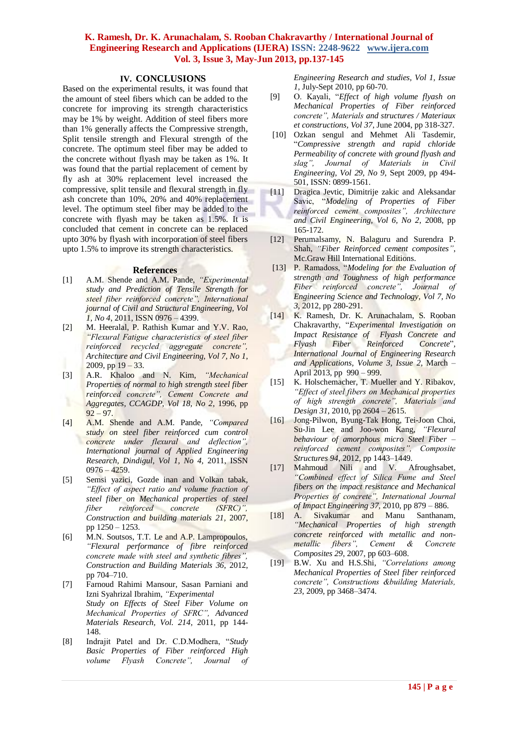## IV. CONCLUSIONS

Based on the experimental results, it was found that the amount of steel fibers which can be added to the concrete for improving its strength characteristics may be 1% by weight. Addition of steel fibers more than 1% generally affects the Compressive strength, Split tensile strength and Flexural strength of the concrete. The optimum steel fiber may be added to the concrete without flyash may be taken as 1%. It was found that the partial replacement of cement by fly ash at 30% replacement level increased the compressive, split tensile and flexural strength in fly ash concrete than 10%, 20% and 40% replacement level. The optimum steel fiber may be added to the concrete with flyash may be taken as 1.5%. It is concluded that cement in concrete can be replaced upto 30% by flyash with incorporation of steel fibers upto 1.5% to improve its strength characteristics.

## References

[1] A.M. Shende and A.M. Pande, *"Experimental study and Prediction of Tensile Strength for steel fiber reinforced concrete", International journal of Civil and Structural Engineering, Vol 1, No 4*, 2011, ISSN 0976 – 4399.

[2] M. Heeralal, P. Rathish Kumar and Y.V. Rao, *"Flexural Fatigue characteristics of steel fiber reinforced recycled aggregate concrete", Architecture and Civil Engineering, Vol 7, No 1*, 2009, pp 19 – 33.

[3] A.R. Khaloo and N. Kim, *"Mechanical Properties of normal to high strength steel fiber reinforced concrete", Cement Concrete and Aggregates, CCAGDP, Vol 18, No 2*, 1996, pp 92 – 97.

[4] A.M. Shende and A.M. Pande, *"Compared study on steel fiber reinforced cum control concrete under flexural and deflection", International journal of Applied Engineering Research, Dindigul, Vol 1, No 4*, 2011, ISSN 0976 – 4259.

[5] Semsi yazici, Gozde inan and Volkan tabak, *"Effect of aspect ratio and volume fraction of steel fiber on Mechanical properties of steel fiber reinforced concrete (SFRC)", Construction and building materials 21*, 2007, pp 1250 – 1253.

[6] M.N. Soutsos, T.T. Le and A.P. Lampropoulos, *"Flexural performance of fibre reinforced concrete made with steel and synthetic fibres", Construction and Building Materials 36*, 2012, pp 704–710.

[7] Farnoud Rahimi Mansour, Sasan Parniani and Izni Syahrizal Ibrahim, *"Experimental Study on Effects of Steel Fiber Volume on Mechanical Properties of SFRC", Advanced Materials Research, Vol. 214*, 2011, pp 144-148.

[8] Indrajit Patel and Dr. C.D.Modhera, "*Study Basic Properties of Fiber reinforced High volume Flyash Concrete", Journal of Engineering Research and studies, Vol 1, Issue 1*, July-Sept 2010, pp 60-70.

[9] O. Kayali, "*Effect of high volume flyash on Mechanical Properties of Fiber reinforced concrete", Materials and structures / Materiaux et constructions, Vol 37*, June 2004, pp 318-327.

[10] Ozkan sengul and Mehmet Ali Tasdemir, "*Compressive strength and rapid chloride Permeability of concrete with ground flyash and slag", Journal of Materials in Civil Engineering, Vol 29, No 9*, Sept 2009, pp 494-501, ISSN: 0899-1561.

[11] Dragica Jevtic, Dimitrije zakic and Aleksandar Savic, "*Modeling of Properties of Fiber reinforced cement composites", Architecture and Civil Engineering, Vol 6, No 2*, 2008, pp 165-172.

[12] Perumalsamy, N. Balaguru and Surendra P. Shah, *"Fiber Reinforced cement composites"*, Mc.Graw Hill International Editions.

[13] P. Ramadoss, "*Modeling for the Evaluation of strength and Toughness of high performance Fiber reinforced concrete", Journal of Engineering Science and Technology, Vol 7, No 3*, 2012, pp 280-291.

[14] K. Ramesh, Dr. K. Arunachalam, S. Rooban Chakravarthy, "*Experimental Investigation on Impact Resistance of Flyash Concrete and Flyash Fiber Reinforced Concrete*", *International Journal of Engineering Research and Applications, Volume 3, Issue 2*, March – April 2013, pp 990 – 999.

[15] K. Holschemacher, T. Mueller and Y. Ribakov, *"Effect of steel fibers on Mechanical properties of high strength concrete", Materials and Design 31*, 2010, pp 2604 – 2615.

[16] Jong-Pilwon, Byung-Tak Hong, Tei-Joon Choi, Su-Jin Lee and Joo-won Kang, *"Flexural behaviour of amorphous micro Steel Fiber – reinforced cement composites", Composite Structures 94*, 2012, pp 1443–1449.

[17] Mahmoud Nili and V. Afroughsabet, *"Combined effect of Silica Fume and Steel fibers on the impact resistance and Mechanical Properties of concrete", International Journal of Impact Engineering 37*, 2010, pp 879 – 886.

[18] A. Sivakumar and Manu Santhanam, *"Mechanical Properties of high strength concrete reinforced with metallic and non-metallic fibers", Cement & Concrete Composites 29*, 2007, pp 603–608.

[19] B.W. Xu and H.S.Shi, *"Correlations among Mechanical Properties of Steel fiber reinforced concrete", Constructions &building Materials, 23*, 2009, pp 3468–3474.